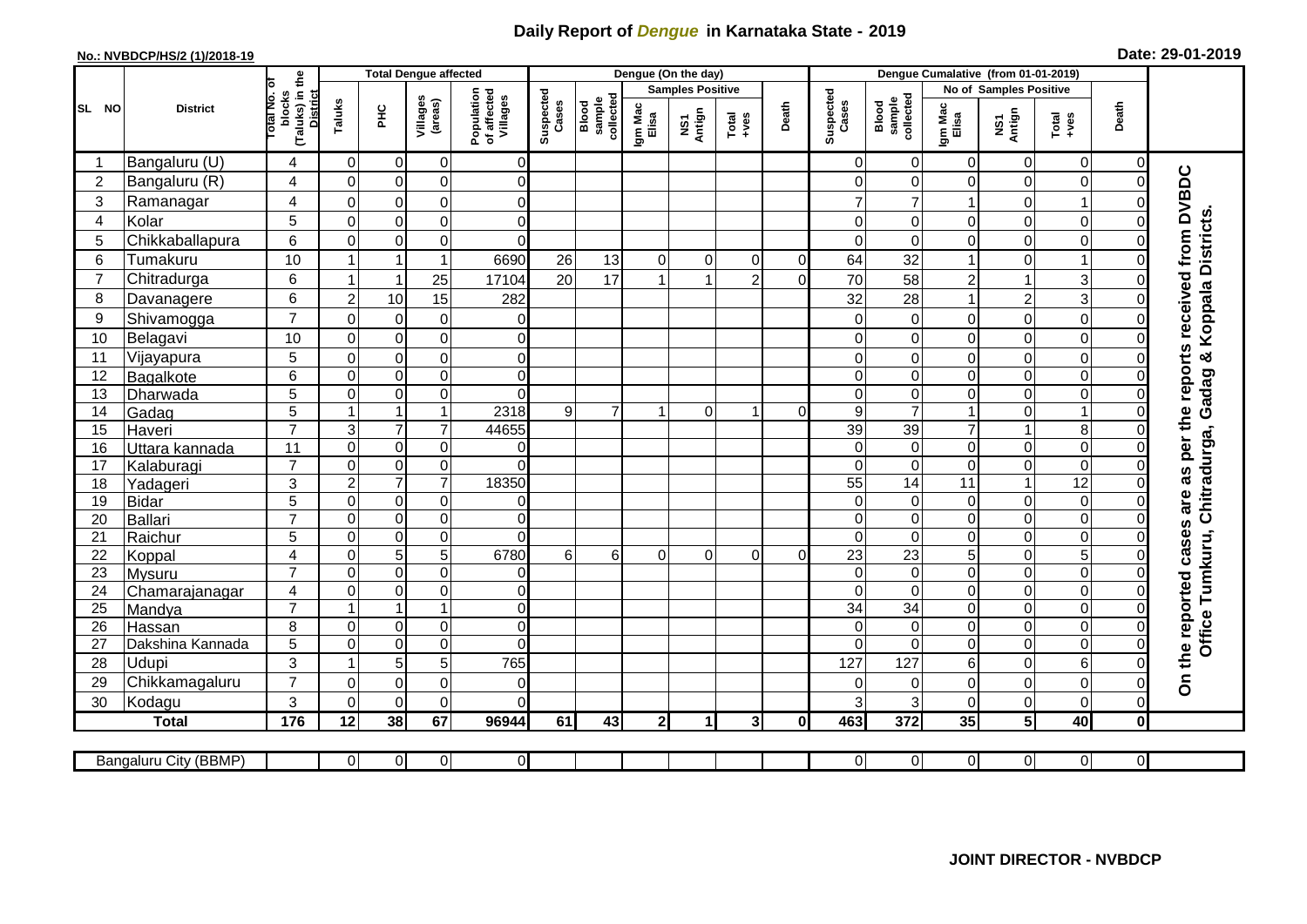# Daily Report of *Dengue* in Karnataka State - 2019

**No.: NVBDCP/HS/2 (1)/2018-19**

**Date: 29-01-2019**

| SL NO | District | Total No. of blocks (Taluks) in the District | Total Dengue affected | | | | Dengue (On the day) | | | | | | | Dengue Cumalative (from 01-01-2019) | | | | | | | |
|---|---|---|---|---|---|---|---|---|---|---|---|---|---|---|---|---|---|---|---|---|
| | | | Taluks | PHC | Villages (areas) | Population of affected Villages | Suspected Cases | Blood sample collected | Samples Positive | | | Death | Suspected Cases | Blood sample collected | No of Samples Positive | | | Death | |
| | | | | | | | | | Igm Mac Elisa | NS1 Antign | Total +ves | | | | Igm Mac Elisa | NS1 Antign | Total +ves | | |
| 1 | Bangaluru (U) | 4 | 0 | 0 | 0 | 0 | | | | | | | 0 | 0 | 0 | 0 | 0 | 0 | On the reported cases are as per the reports received from DVBDC Office Tumkuru, Chitradurga, Gadag & Koppala Districts. |
| 2 | Bangaluru (R) | 4 | 0 | 0 | 0 | 0 | | | | | | | 0 | 0 | 0 | 0 | 0 | 0 | |
| 3 | Ramanagar | 4 | 0 | 0 | 0 | 0 | | | | | | | 7 | 7 | 1 | 0 | 1 | 0 | |
| 4 | Kolar | 5 | 0 | 0 | 0 | 0 | | | | | | | 0 | 0 | 0 | 0 | 0 | 0 | |
| 5 | Chikkaballapura | 6 | 0 | 0 | 0 | 0 | | | | | | | 0 | 0 | 0 | 0 | 0 | 0 | |
| 6 | Tumakuru | 10 | 1 | 1 | 1 | 6690 | 26 | 13 | 0 | 0 | 0 | 0 | 64 | 32 | 1 | 0 | 1 | 0 | |
| 7 | Chitradurga | 6 | 1 | 1 | 25 | 17104 | 20 | 17 | 1 | 1 | 2 | 0 | 70 | 58 | 2 | 1 | 3 | 0 | |
| 8 | Davanagere | 6 | 2 | 10 | 15 | 282 | | | | | | | 32 | 28 | 1 | 2 | 3 | 0 | |
| 9 | Shivamogga | 7 | 0 | 0 | 0 | 0 | | | | | | | 0 | 0 | 0 | 0 | 0 | 0 | |
| 10 | Belagavi | 10 | 0 | 0 | 0 | 0 | | | | | | | 0 | 0 | 0 | 0 | 0 | 0 | |
| 11 | Vijayapura | 5 | 0 | 0 | 0 | 0 | | | | | | | 0 | 0 | 0 | 0 | 0 | 0 | |
| 12 | Bagalkote | 6 | 0 | 0 | 0 | 0 | | | | | | | 0 | 0 | 0 | 0 | 0 | 0 | |
| 13 | Dharwada | 5 | 0 | 0 | 0 | 0 | | | | | | | 0 | 0 | 0 | 0 | 0 | 0 | |
| 14 | Gadag | 5 | 1 | 1 | 1 | 2318 | 9 | 7 | 1 | 0 | 1 | 0 | 9 | 7 | 1 | 0 | 1 | 0 | |
| 15 | Haveri | 7 | 3 | 7 | 7 | 44655 | | | | | | | 39 | 39 | 7 | 1 | 8 | 0 | |
| 16 | Uttara kannada | 11 | 0 | 0 | 0 | 0 | | | | | | | 0 | 0 | 0 | 0 | 0 | 0 | |
| 17 | Kalaburagi | 7 | 0 | 0 | 0 | 0 | | | | | | | 0 | 0 | 0 | 0 | 0 | 0 | |
| 18 | Yadageri | 3 | 2 | 7 | 7 | 18350 | | | | | | | 55 | 14 | 11 | 1 | 12 | 0 | |
| 19 | Bidar | 5 | 0 | 0 | 0 | 0 | | | | | | | 0 | 0 | 0 | 0 | 0 | 0 | |
| 20 | Ballari | 7 | 0 | 0 | 0 | 0 | | | | | | | 0 | 0 | 0 | 0 | 0 | 0 | |
| 21 | Raichur | 5 | 0 | 0 | 0 | 0 | | | | | | | 0 | 0 | 0 | 0 | 0 | 0 | |
| 22 | Koppal | 4 | 0 | 5 | 5 | 6780 | 6 | 6 | 0 | 0 | 0 | 0 | 23 | 23 | 5 | 0 | 5 | 0 | |
| 23 | Mysuru | 7 | 0 | 0 | 0 | 0 | | | | | | | 0 | 0 | 0 | 0 | 0 | 0 | |
| 24 | Chamarajanagar | 4 | 0 | 0 | 0 | 0 | | | | | | | 0 | 0 | 0 | 0 | 0 | 0 | |
| 25 | Mandya | 7 | 1 | 1 | 1 | 0 | | | | | | | 34 | 34 | 0 | 0 | 0 | 0 | |
| 26 | Hassan | 8 | 0 | 0 | 0 | 0 | | | | | | | 0 | 0 | 0 | 0 | 0 | 0 | |
| 27 | Dakshina Kannada | 5 | 0 | 0 | 0 | 0 | | | | | | | 0 | 0 | 0 | 0 | 0 | 0 | |
| 28 | Udupi | 3 | 1 | 5 | 5 | 765 | | | | | | | 127 | 127 | 6 | 0 | 6 | 0 | |
| 29 | Chikkamagaluru | 7 | 0 | 0 | 0 | 0 | | | | | | | 0 | 0 | 0 | 0 | 0 | 0 | |
| 30 | Kodagu | 3 | 0 | 0 | 0 | 0 | | | | | | | 3 | 3 | 0 | 0 | 0 | 0 | |
| | **Total** | **176** | **12** | **38** | **67** | **96944** | **61** | **43** | **2** | **1** | **3** | **0** | **463** | **372** | **35** | **5** | **40** | **0** | |

| Bangaluru City (BBMP) | | 0 | 0 | 0 | 0 | | | | | | | 0 | 0 | 0 | 0 | 0 | 0 |
|---|---|---|---|---|---|---|---|---|---|---|---|---|---|---|---|---|---|

**JOINT DIRECTOR - NVBDCP**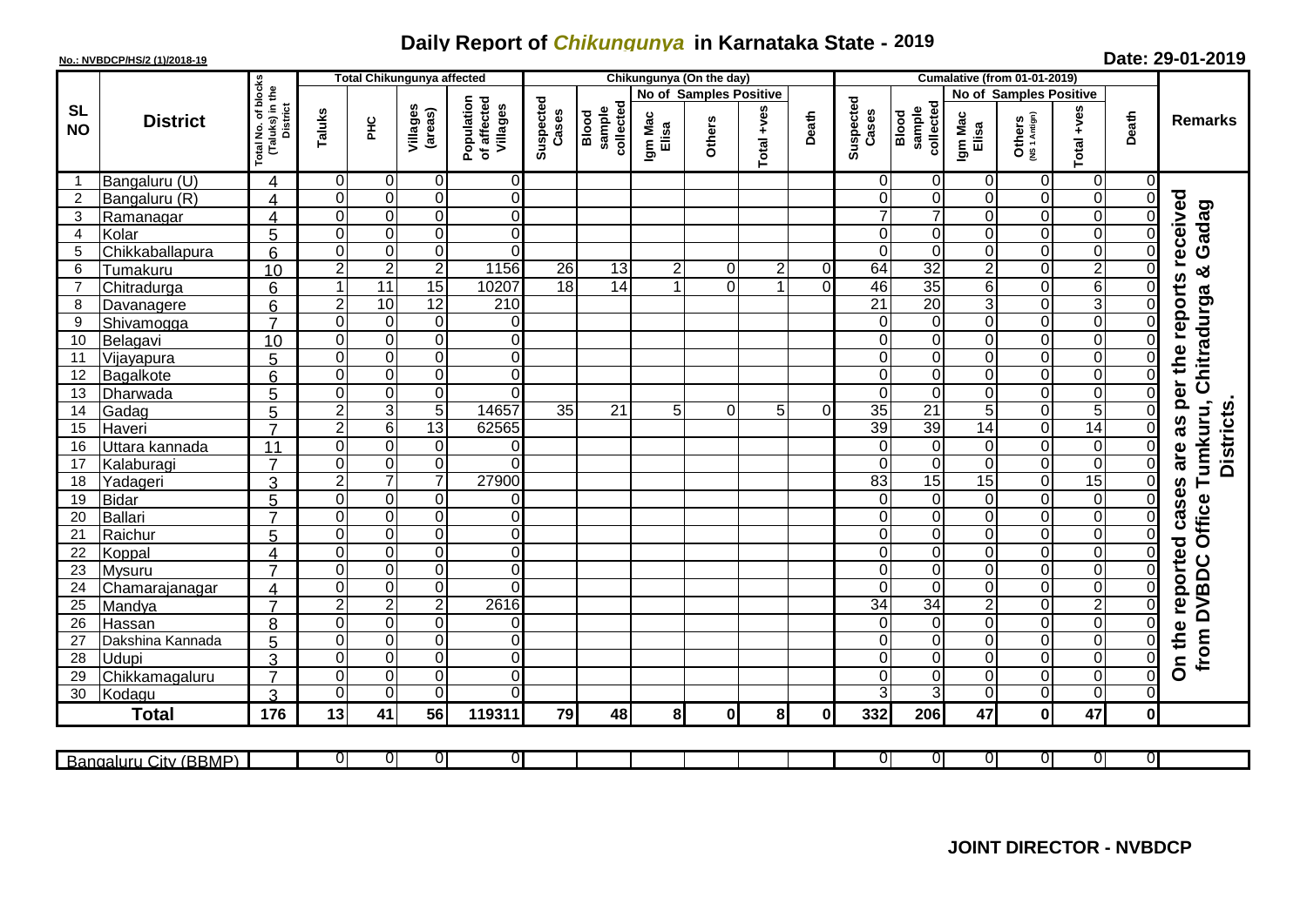# Daily Report of *Chikungunya* in Karnataka State - 2019

**No.: NVBDCP/HS/2 (1)/2018-19**

**Date: 29-01-2019**

| SL NO | District | Total No. of blocks (Taluks) in the District | Total Chikungunya affected | | | | Chikungunya (On the day) | | | | | | | Cumalative (from 01-01-2019) | | | | | | Remarks |
|---|---|---|---|---|---|---|---|---|---|---|---|---|---|---|---|---|---|---|---|---|
| | | | Taluks | PHC | Villages (areas) | Population of affected Villages | Suspected Cases | Blood sample collected | No of Samples Positive | | | Death | Suspected Cases | Blood sample collected | No of Samples Positive | | | Death | |
| | | | | | | | | | Igm Mac Elisa | Others | Total +ves | | | | Igm Mac Elisa | Others (NS 1 Antign) | Total +ves | | |
| 1 | Bangaluru (U) | 4 | 0 | 0 | 0 | 0 | | | | | | | 0 | 0 | 0 | 0 | 0 | 0 | On the reported cases are as per the reports received from DVBDC Office Tumkuru, Chitradurga & Gadag Districts. |
| 2 | Bangaluru (R) | 4 | 0 | 0 | 0 | 0 | | | | | | | 0 | 0 | 0 | 0 | 0 | 0 | |
| 3 | Ramanagar | 4 | 0 | 0 | 0 | 0 | | | | | | | 7 | 7 | 0 | 0 | 0 | 0 | |
| 4 | Kolar | 5 | 0 | 0 | 0 | 0 | | | | | | | 0 | 0 | 0 | 0 | 0 | 0 | |
| 5 | Chikkaballapura | 6 | 0 | 0 | 0 | 0 | | | | | | | 0 | 0 | 0 | 0 | 0 | 0 | |
| 6 | Tumakuru | 10 | 2 | 2 | 2 | 1156 | 26 | 13 | 2 | 0 | 2 | 0 | 64 | 32 | 2 | 0 | 2 | 0 | |
| 7 | Chitradurga | 6 | 1 | 11 | 15 | 10207 | 18 | 14 | 1 | 0 | 1 | 0 | 46 | 35 | 6 | 0 | 6 | 0 | |
| 8 | Davanagere | 6 | 2 | 10 | 12 | 210 | | | | | | | 21 | 20 | 3 | 0 | 3 | 0 | |
| 9 | Shivamogga | 7 | 0 | 0 | 0 | 0 | | | | | | | 0 | 0 | 0 | 0 | 0 | 0 | |
| 10 | Belagavi | 10 | 0 | 0 | 0 | 0 | | | | | | | 0 | 0 | 0 | 0 | 0 | 0 | |
| 11 | Vijayapura | 5 | 0 | 0 | 0 | 0 | | | | | | | 0 | 0 | 0 | 0 | 0 | 0 | |
| 12 | Bagalkote | 6 | 0 | 0 | 0 | 0 | | | | | | | 0 | 0 | 0 | 0 | 0 | 0 | |
| 13 | Dharwada | 5 | 0 | 0 | 0 | 0 | | | | | | | 0 | 0 | 0 | 0 | 0 | 0 | |
| 14 | Gadag | 5 | 2 | 3 | 5 | 14657 | 35 | 21 | 5 | 0 | 5 | 0 | 35 | 21 | 5 | 0 | 5 | 0 | |
| 15 | Haveri | 7 | 2 | 6 | 13 | 62565 | | | | | | | 39 | 39 | 14 | 0 | 14 | 0 | |
| 16 | Uttara kannada | 11 | 0 | 0 | 0 | 0 | | | | | | | 0 | 0 | 0 | 0 | 0 | 0 | |
| 17 | Kalaburagi | 7 | 0 | 0 | 0 | 0 | | | | | | | 0 | 0 | 0 | 0 | 0 | 0 | |
| 18 | Yadageri | 3 | 2 | 7 | 7 | 27900 | | | | | | | 83 | 15 | 15 | 0 | 15 | 0 | |
| 19 | Bidar | 5 | 0 | 0 | 0 | 0 | | | | | | | 0 | 0 | 0 | 0 | 0 | 0 | |
| 20 | Ballari | 7 | 0 | 0 | 0 | 0 | | | | | | | 0 | 0 | 0 | 0 | 0 | 0 | |
| 21 | Raichur | 5 | 0 | 0 | 0 | 0 | | | | | | | 0 | 0 | 0 | 0 | 0 | 0 | |
| 22 | Koppal | 4 | 0 | 0 | 0 | 0 | | | | | | | 0 | 0 | 0 | 0 | 0 | 0 | |
| 23 | Mysuru | 7 | 0 | 0 | 0 | 0 | | | | | | | 0 | 0 | 0 | 0 | 0 | 0 | |
| 24 | Chamarajanagar | 4 | 0 | 0 | 0 | 0 | | | | | | | 0 | 0 | 0 | 0 | 0 | 0 | |
| 25 | Mandya | 7 | 2 | 2 | 2 | 2616 | | | | | | | 34 | 34 | 2 | 0 | 2 | 0 | |
| 26 | Hassan | 8 | 0 | 0 | 0 | 0 | | | | | | | 0 | 0 | 0 | 0 | 0 | 0 | |
| 27 | Dakshina Kannada | 5 | 0 | 0 | 0 | 0 | | | | | | | 0 | 0 | 0 | 0 | 0 | 0 | |
| 28 | Udupi | 3 | 0 | 0 | 0 | 0 | | | | | | | 0 | 0 | 0 | 0 | 0 | 0 | |
| 29 | Chikkamagaluru | 7 | 0 | 0 | 0 | 0 | | | | | | | 0 | 0 | 0 | 0 | 0 | 0 | |
| 30 | Kodagu | 3 | 0 | 0 | 0 | 0 | | | | | | | 3 | 3 | 0 | 0 | 0 | 0 | |
| **Total** | | **176** | **13** | **41** | **56** | **119311** | **79** | **48** | **8** | **0** | **8** | **0** | **332** | **206** | **47** | **0** | **47** | **0** | |

| | | | | | | | | | | | | | | | | | | |
|---|---|---|---|---|---|---|---|---|---|---|---|---|---|---|---|---|---|---|
| Bangaluru City (BBMP) | | 0 | 0 | 0 | 0 | | | | | | | 0 | 0 | 0 | 0 | 0 | 0 | |

**JOINT DIRECTOR - NVBDCP**